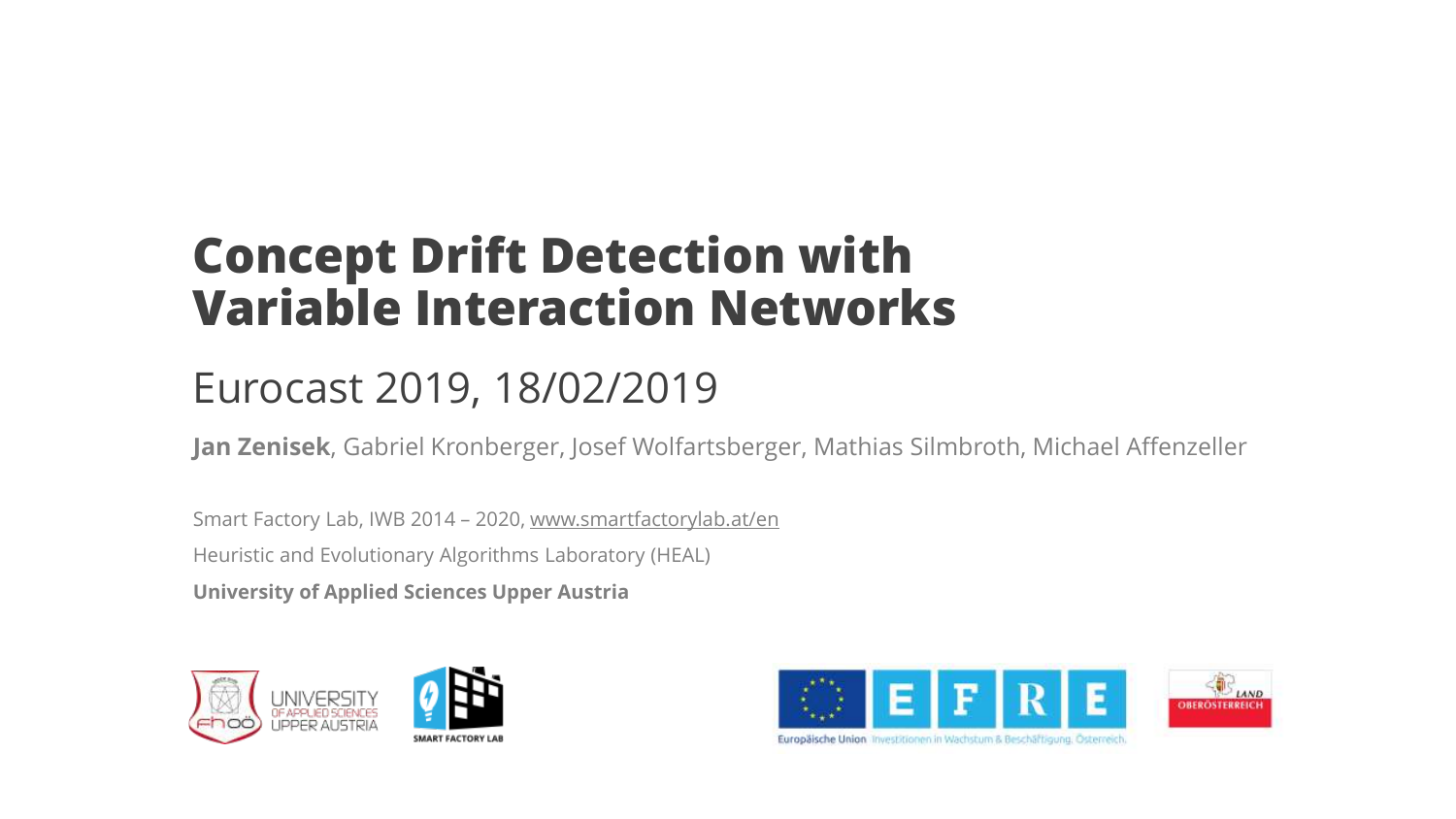# Concept Drift Detection with Variable Interaction Networks

## Eurocast 2019, 18/02/2019

**Jan Zenisek**, Gabriel Kronberger, Josef Wolfartsberger, Mathias Silmbroth, Michael Affenzeller

Smart Factory Lab, IWB 2014 – 2020, www.smartfactorylab.at/en

Heuristic and Evolutionary Algorithms Laboratory (HEAL)

**University of Applied Sciences Upper Austria**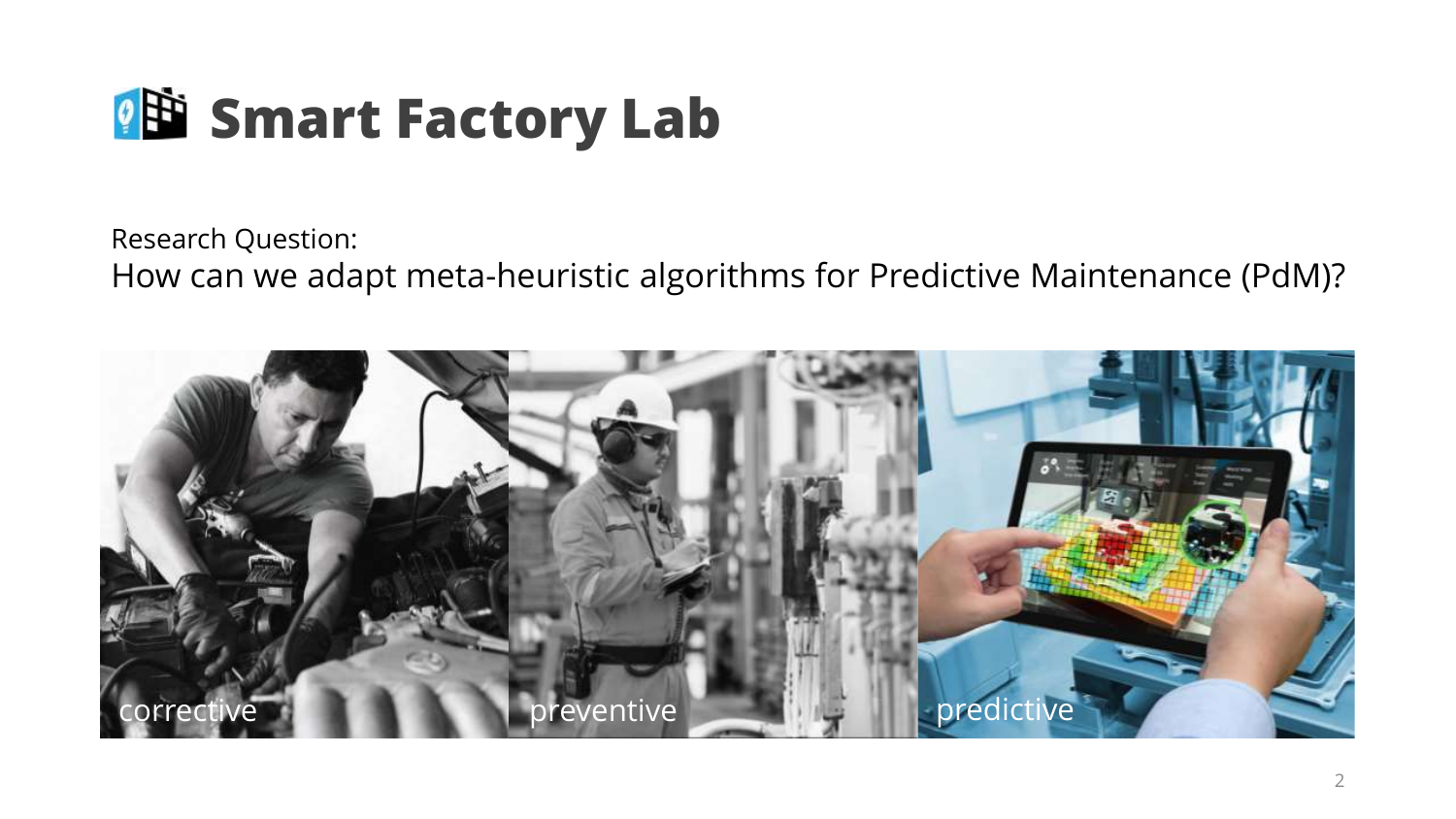# Smart Factory Lab

Research Question:
How can we adapt meta-heuristic algorithms for Predictive Maintenance (PdM)?

corrective

preventive

predictive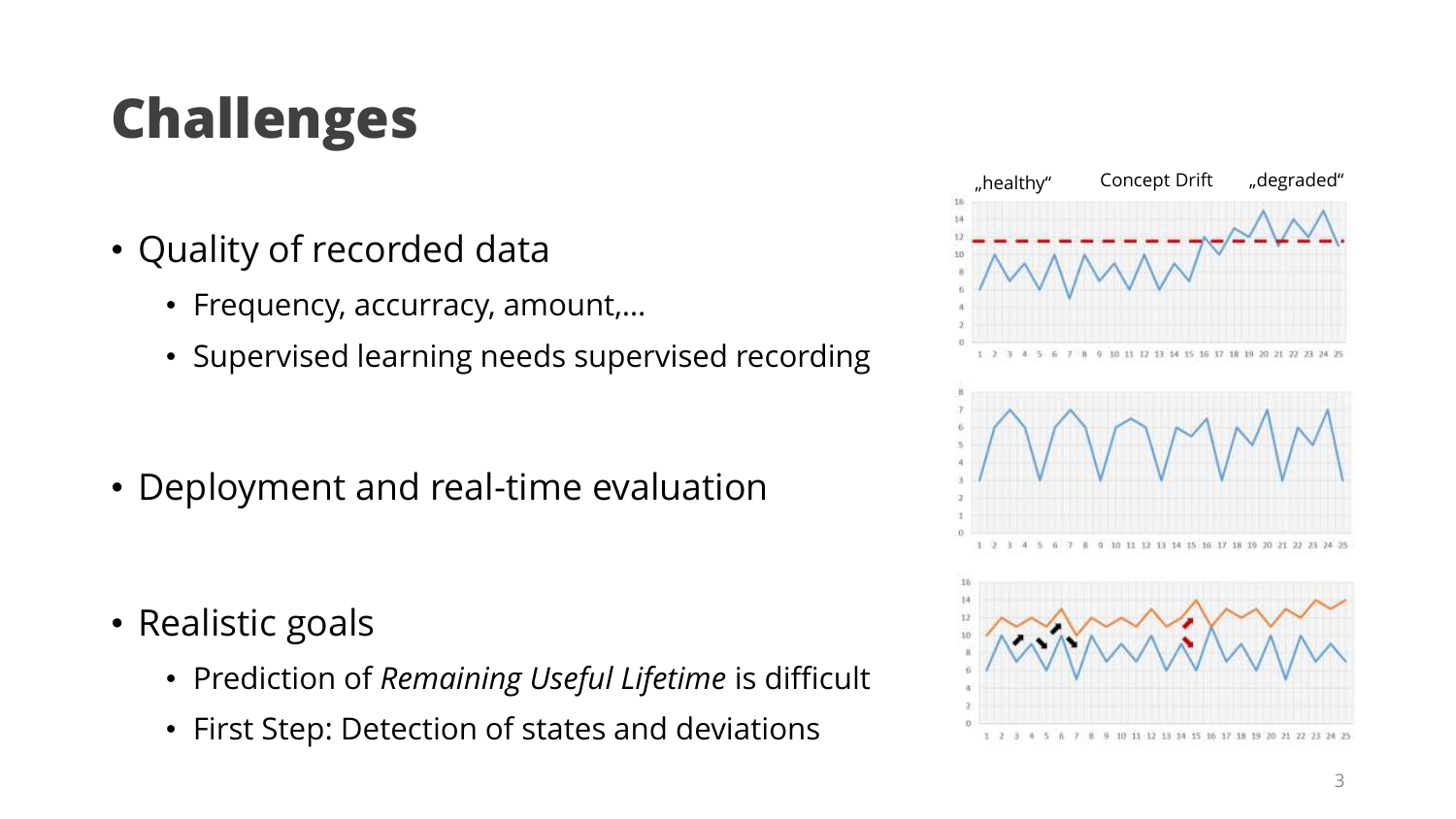# Challenges

- Quality of recorded data
  - Frequency, accurracy, amount,…
  - Supervised learning needs supervised recording
- Deployment and real-time evaluation
- Realistic goals
  - Prediction of *Remaining Useful Lifetime* is difficult
  - First Step: Detection of states and deviations

„healthy" Concept Drift „degraded"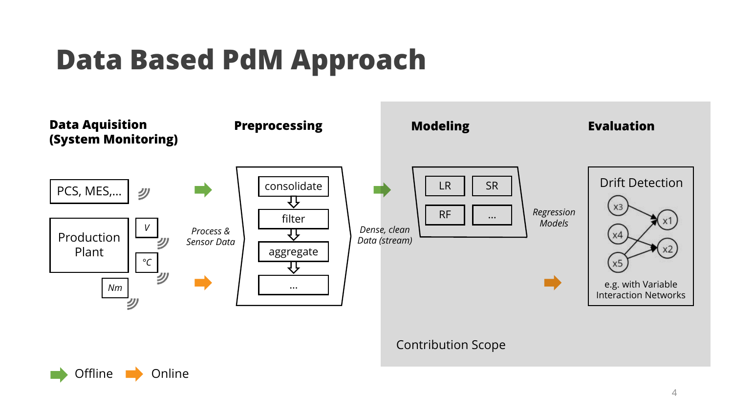# Data Based PdM Approach

**Data Aquisition (System Monitoring)**

PCS, MES,...

Production Plant

V

°C

Nm

*Process & Sensor Data*

**Preprocessing**

consolidate

filter

aggregate

...

*Dense, clean Data (stream)*

**Modeling**

LR

SR

RF

...

*Regression Models*

**Evaluation**

Drift Detection

x3

x4

x5

x1

x2

e.g. with Variable Interaction Networks

Contribution Scope

Offline

Online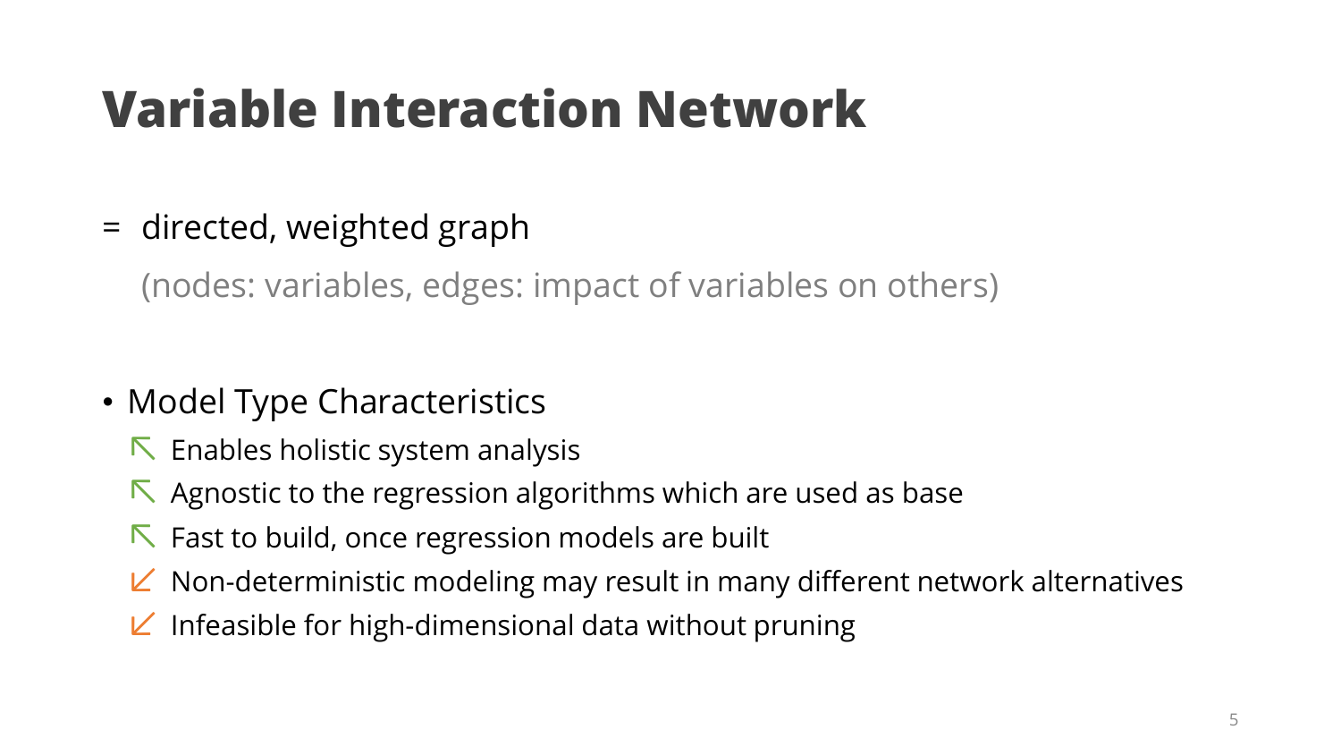# Variable Interaction Network

= directed, weighted graph

(nodes: variables, edges: impact of variables on others)

- Model Type Characteristics
  - ↖ Enables holistic system analysis
  - ↖ Agnostic to the regression algorithms which are used as base
  - ↖ Fast to build, once regression models are built
  - ↙ Non-deterministic modeling may result in many different network alternatives
  - ↙ Infeasible for high-dimensional data without pruning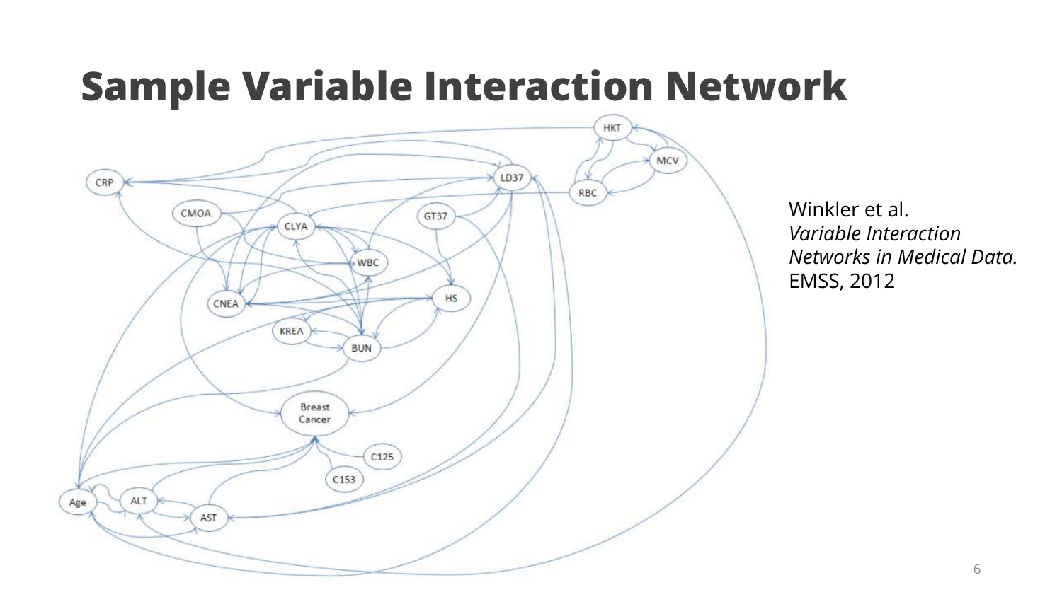# Sample Variable Interaction Network

Winkler et al.
*Variable Interaction Networks in Medical Data.*
EMSS, 2012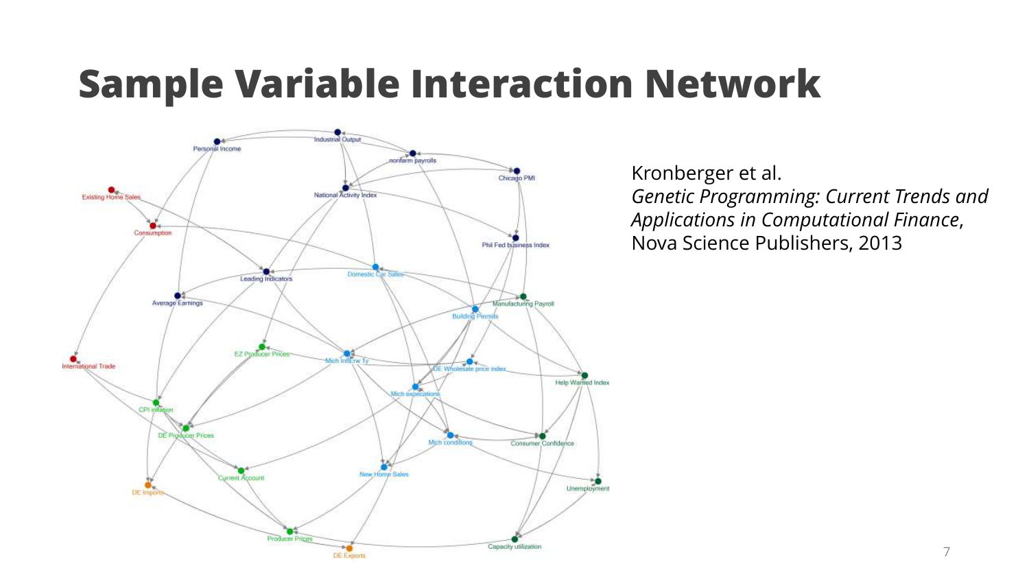# Sample Variable Interaction Network

Kronberger et al.
*Genetic Programming: Current Trends and Applications in Computational Finance*, Nova Science Publishers, 2013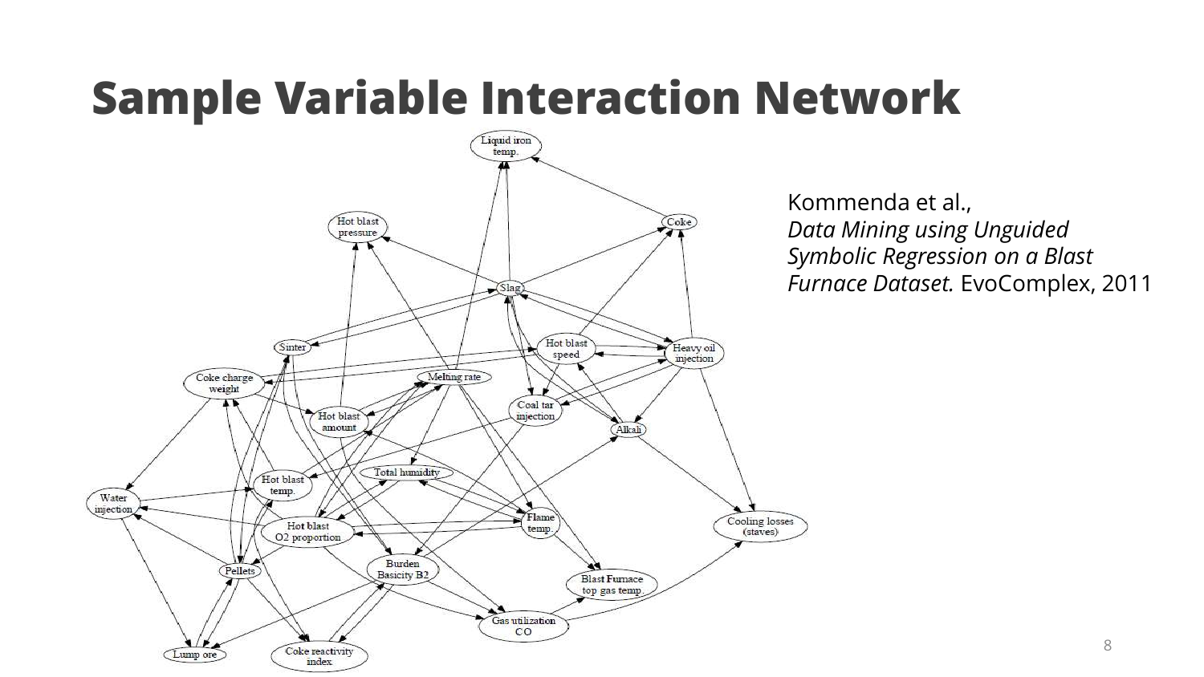# Sample Variable Interaction Network

Kommenda et al., *Data Mining using Unguided Symbolic Regression on a Blast Furnace Dataset.* EvoComplex, 2011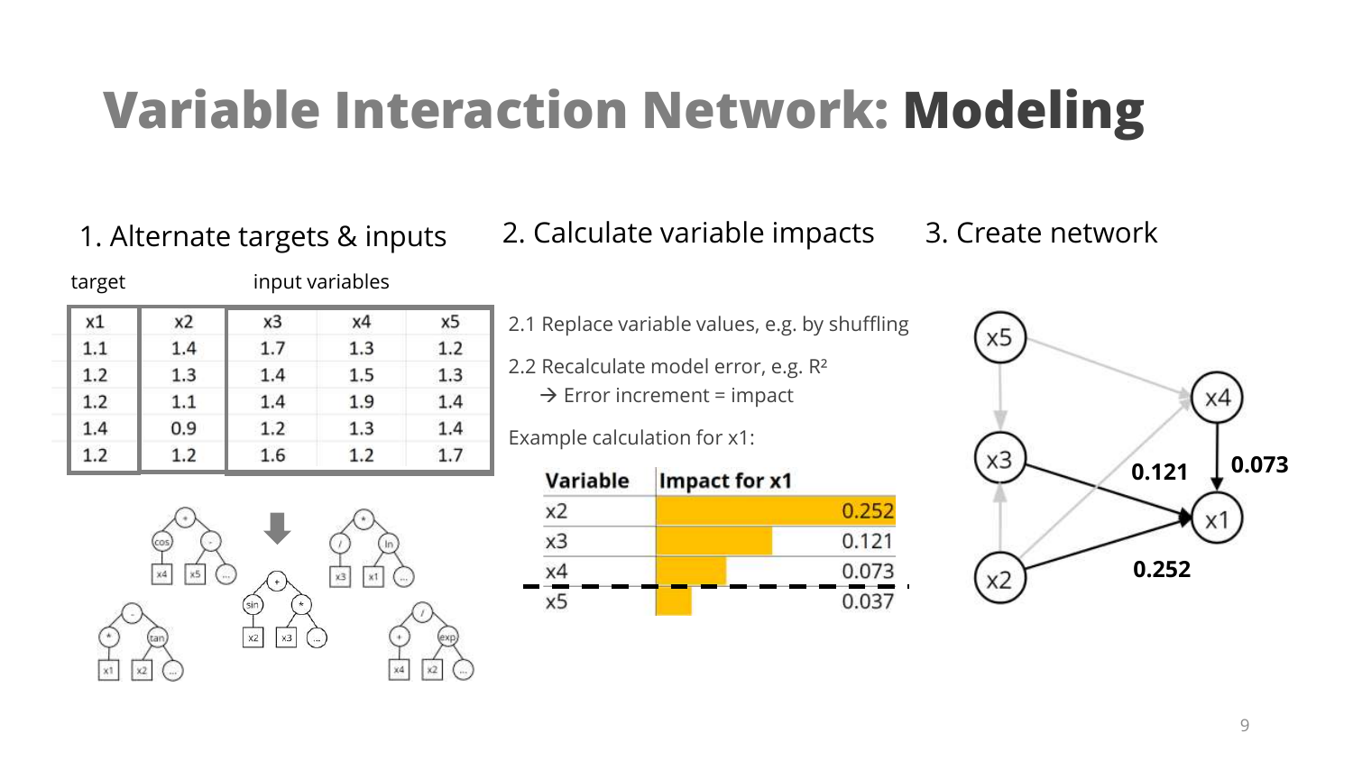# Variable Interaction Network: **Modeling**

## 1. Alternate targets & inputs

| target | | input variables | | |
|---|---|---|---|---|
| x1 | x2 | x3 | x4 | x5 |
| 1.1 | 1.4 | 1.7 | 1.3 | 1.2 |
| 1.2 | 1.3 | 1.4 | 1.5 | 1.3 |
| 1.2 | 1.1 | 1.4 | 1.9 | 1.4 |
| 1.4 | 0.9 | 1.2 | 1.3 | 1.4 |
| 1.2 | 1.2 | 1.6 | 1.2 | 1.7 |

## 2. Calculate variable impacts

2.1 Replace variable values, e.g. by shuffling

2.2 Recalculate model error, e.g. $R^2$
→ Error increment = impact

Example calculation for x1:

| Variable | Impact for x1 |
|---|---|
| x2 | 0.252 |
| x3 | 0.121 |
| x4 | 0.073 |
| x5 | 0.037 |

## 3. Create network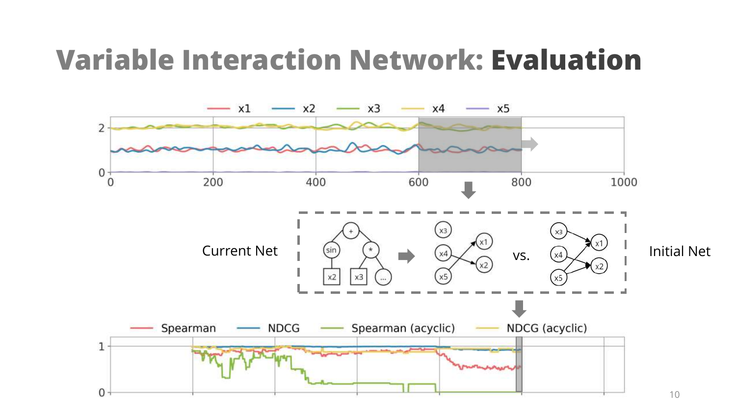# Variable Interaction Network: **Evaluation**

Current Net

vs.

Initial Net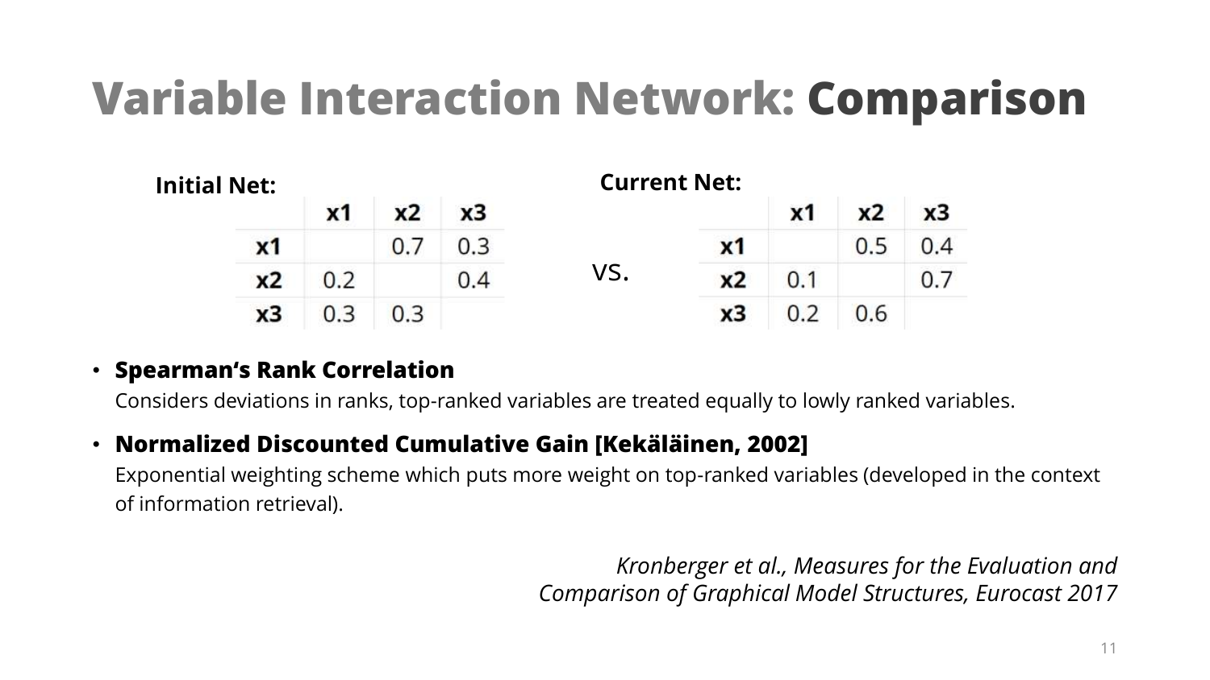# Variable Interaction Network: Comparison

**Initial Net:**

| | x1 | x2 | x3 |
|---|---|---|---|
| **x1** | | 0.7 | 0.3 |
| **x2** | 0.2 | | 0.4 |
| **x3** | 0.3 | 0.3 | |

vs.

**Current Net:**

| | x1 | x2 | x3 |
|---|---|---|---|
| **x1** | | 0.5 | 0.4 |
| **x2** | 0.1 | | 0.7 |
| **x3** | 0.2 | 0.6 | |

- **Spearman's Rank Correlation**
  Considers deviations in ranks, top-ranked variables are treated equally to lowly ranked variables.
- **Normalized Discounted Cumulative Gain [Kekäläinen, 2002]**
  Exponential weighting scheme which puts more weight on top-ranked variables (developed in the context of information retrieval).

*Kronberger et al., Measures for the Evaluation and Comparison of Graphical Model Structures, Eurocast 2017*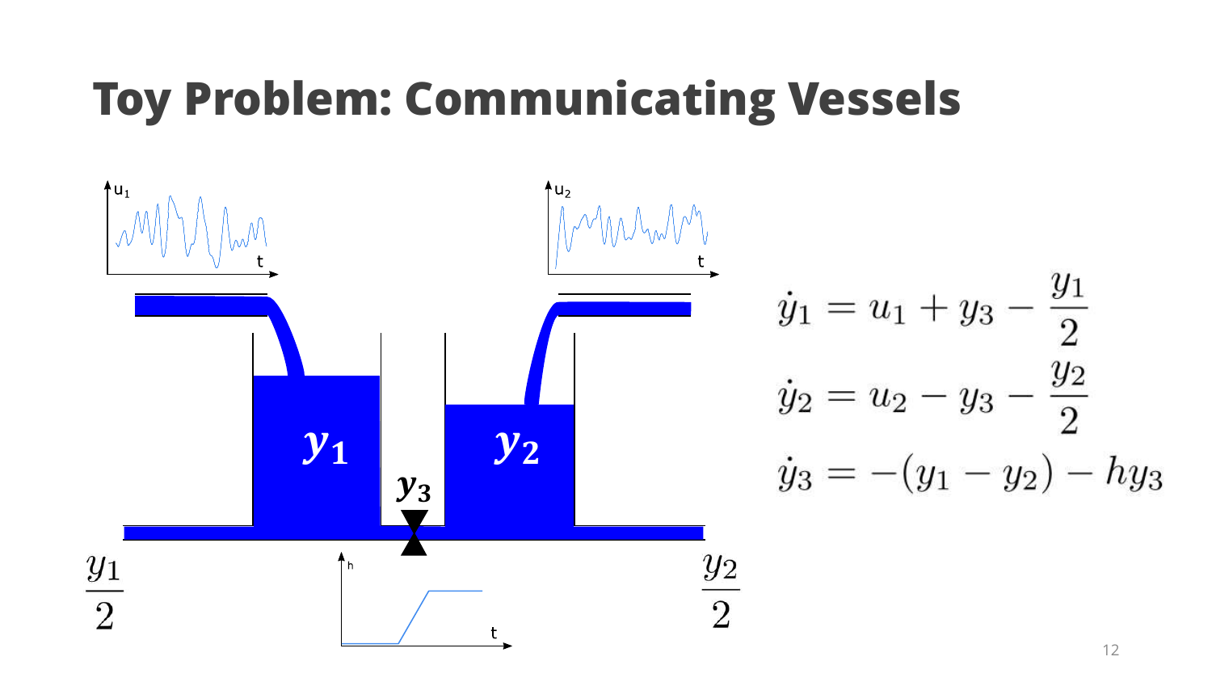# Toy Problem: Communicating Vessels

$$\dot{y}_1 = u_1 + y_3 - \frac{y_1}{2}$$

$$\dot{y}_2 = u_2 - y_3 - \frac{y_2}{2}$$

$$\dot{y}_3 = -(y_1 - y_2) - hy_3$$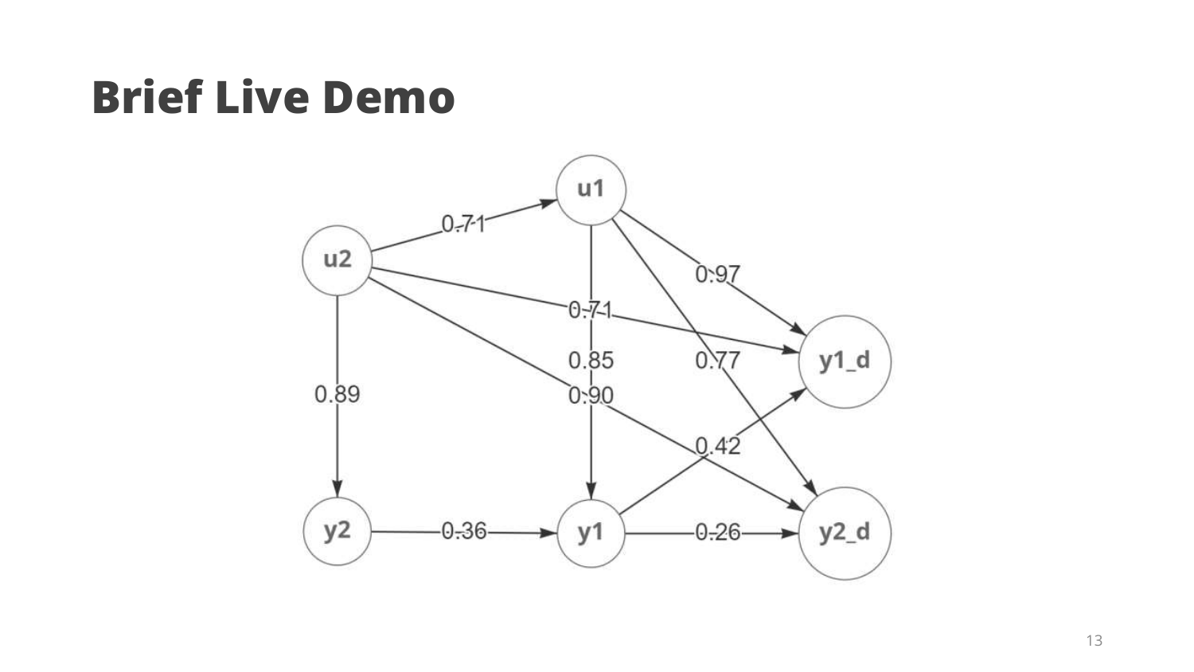# Brief Live Demo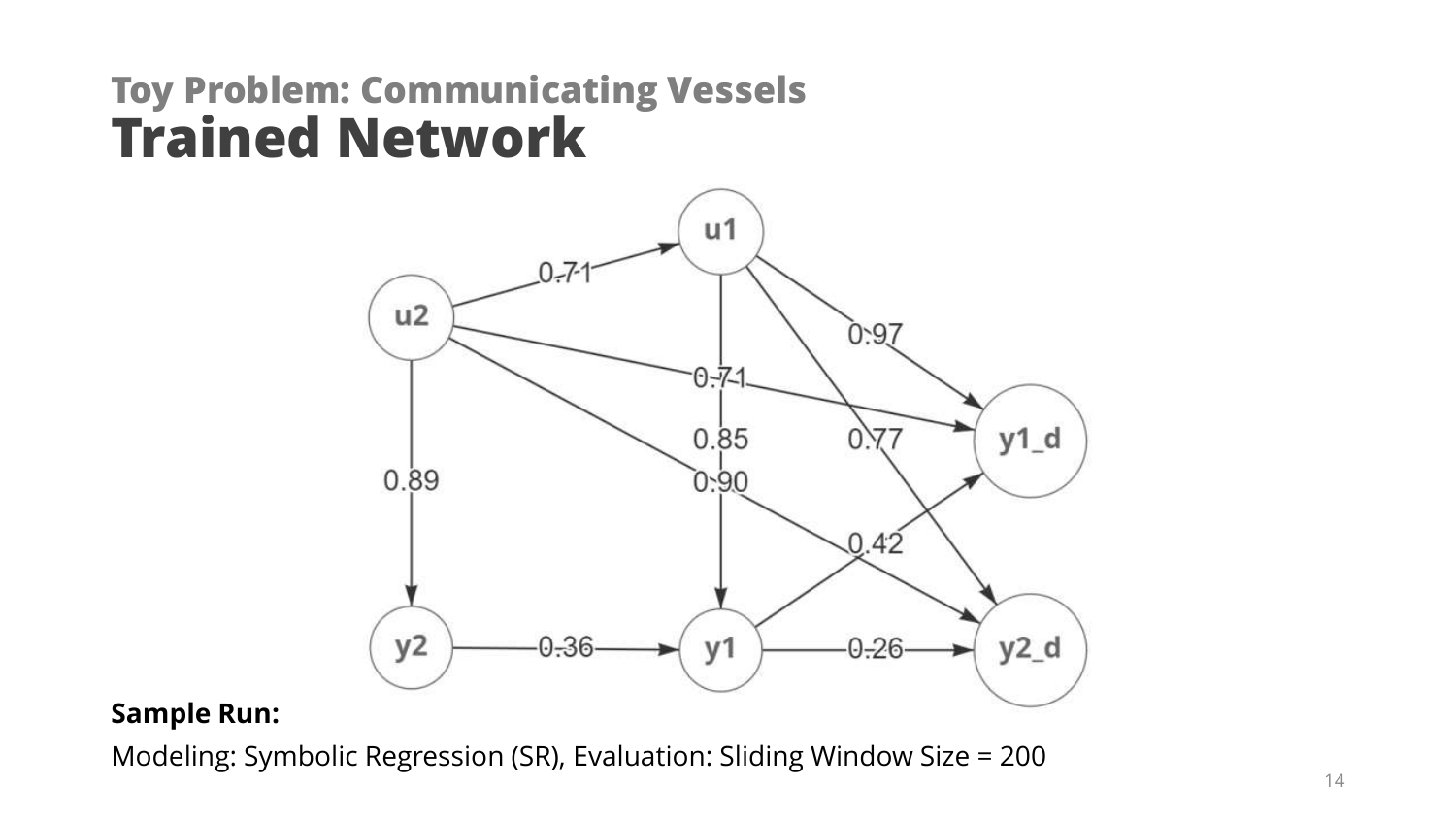## Toy Problem: Communicating Vessels

# Trained Network

**Sample Run:**

Modeling: Symbolic Regression (SR), Evaluation: Sliding Window Size = 200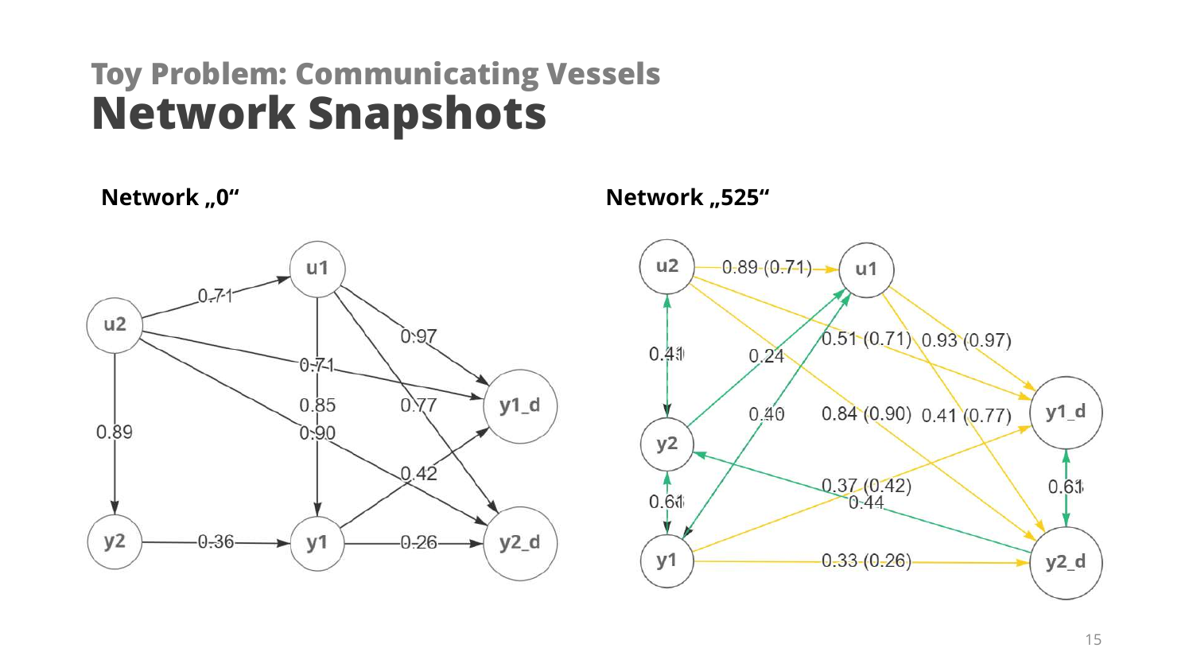## Toy Problem: Communicating Vessels

# Network Snapshots

**Network „0“**

**Network „525“**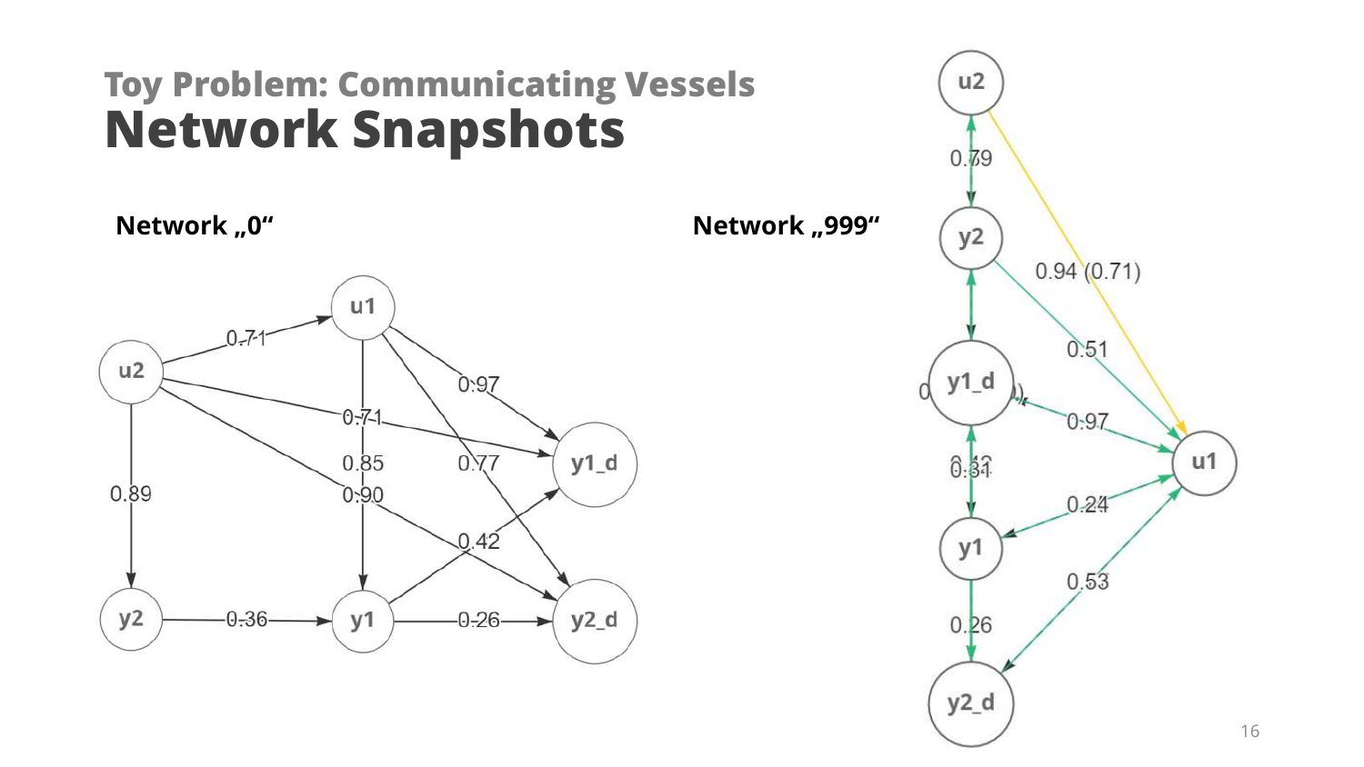## Toy Problem: Communicating Vessels

# Network Snapshots

**Network „0“**

**Network „999“**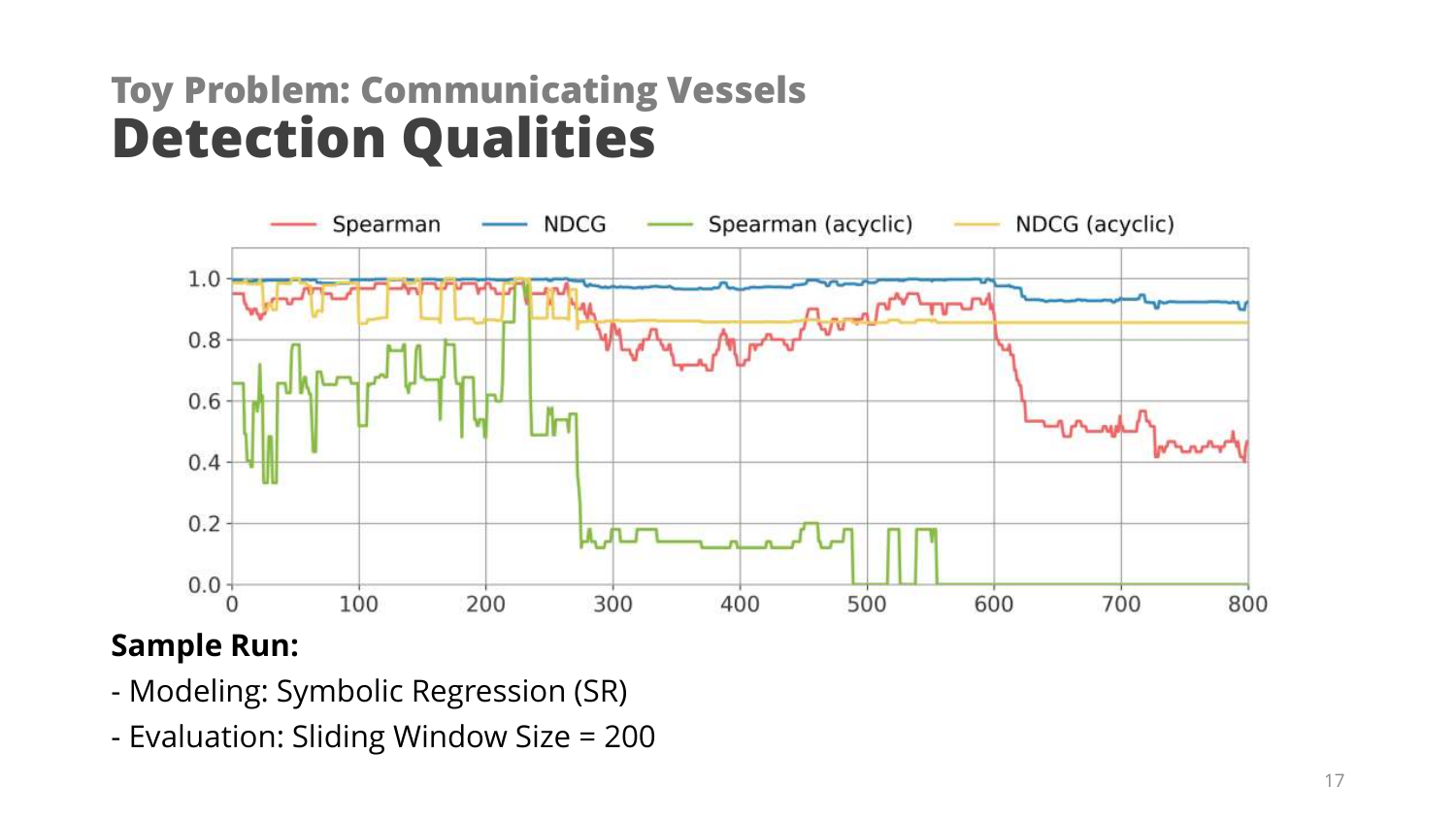## Toy Problem: Communicating Vessels

# Detection Qualities

**Sample Run:**

- Modeling: Symbolic Regression (SR)
- Evaluation: Sliding Window Size = 200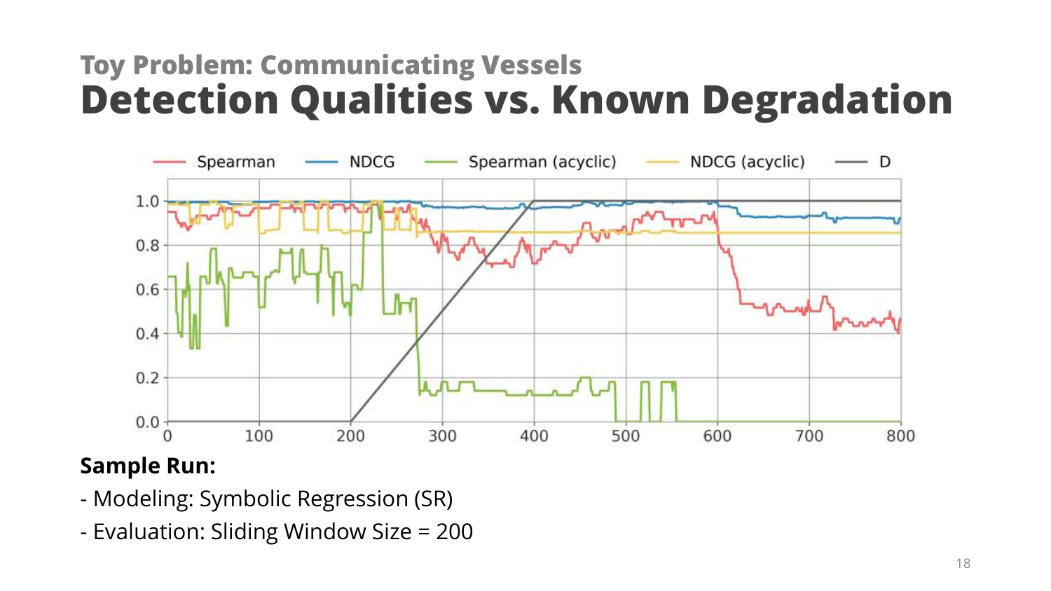## Toy Problem: Communicating Vessels

# Detection Qualities vs. Known Degradation

**Sample Run:**

- Modeling: Symbolic Regression (SR)
- Evaluation: Sliding Window Size = 200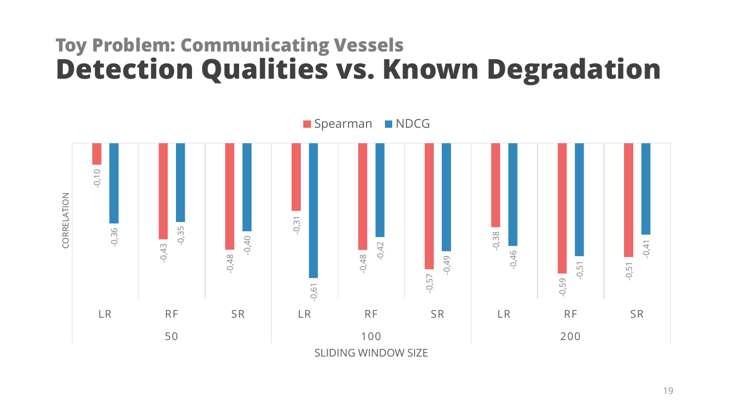## Toy Problem: Communicating Vessels

# Detection Qualities vs. Known Degradation

| Sliding Window Size | Model | Spearman | NDCG |
|---|---|---|---|
| 50 | LR | -0,10 | -0,36 |
| 50 | RF | -0,43 | -0,35 |
| 50 | SR | -0,48 | -0,40 |
| 100 | LR | -0,31 | -0,61 |
| 100 | RF | -0,48 | -0,42 |
| 100 | SR | -0,57 | -0,49 |
| 200 | LR | -0,38 | -0,46 |
| 200 | RF | -0,59 | -0,51 |
| 200 | SR | -0,51 | -0,41 |

CORRELATION

SLIDING WINDOW SIZE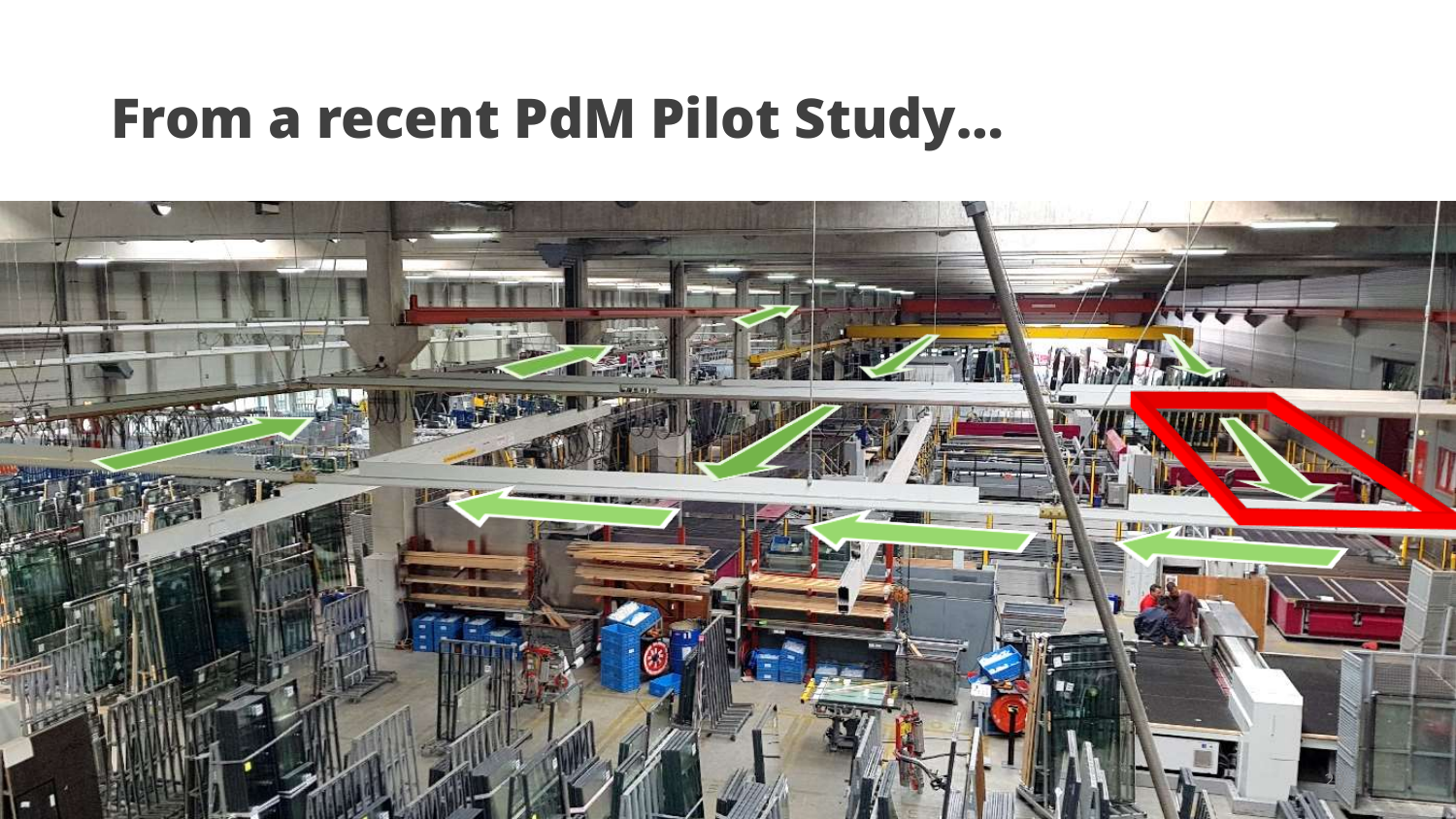# From a recent PdM Pilot Study...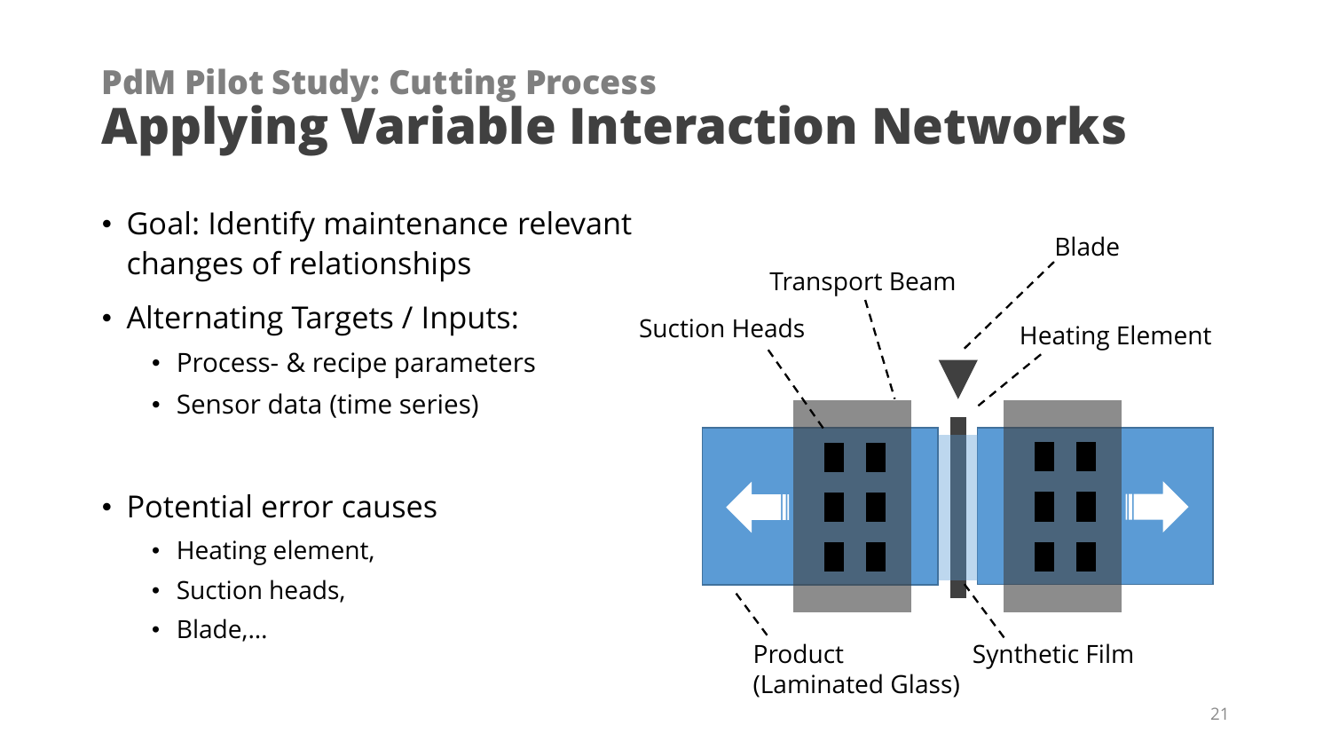## PdM Pilot Study: Cutting Process

# Applying Variable Interaction Networks

- Goal: Identify maintenance relevant changes of relationships
- Alternating Targets / Inputs:
  - Process- & recipe parameters
  - Sensor data (time series)
- Potential error causes
  - Heating element,
  - Suction heads,
  - Blade,…

Blade

Transport Beam

Suction Heads

Heating Element

Product (Laminated Glass)

Synthetic Film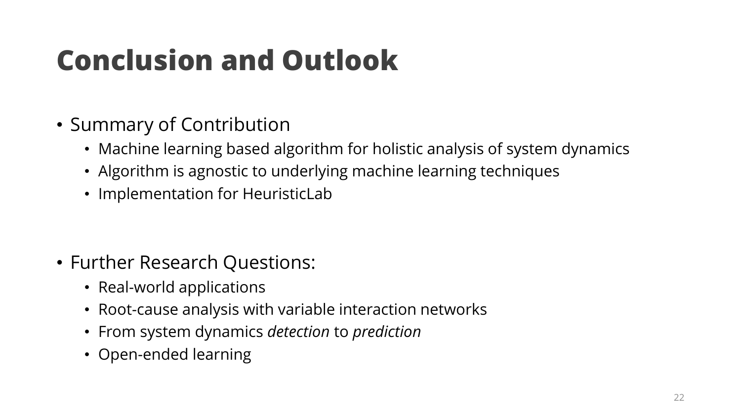# Conclusion and Outlook

- Summary of Contribution
  - Machine learning based algorithm for holistic analysis of system dynamics
  - Algorithm is agnostic to underlying machine learning techniques
  - Implementation for HeuristicLab

- Further Research Questions:
  - Real-world applications
  - Root-cause analysis with variable interaction networks
  - From system dynamics *detection* to *prediction*
  - Open-ended learning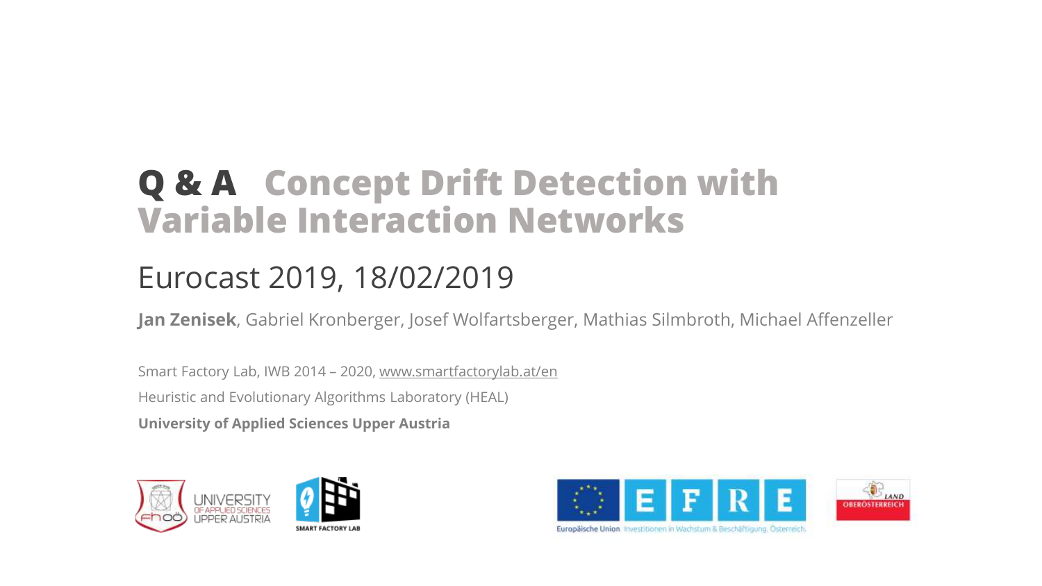# **Q & A** Concept Drift Detection with Variable Interaction Networks

## Eurocast 2019, 18/02/2019

**Jan Zenisek**, Gabriel Kronberger, Josef Wolfartsberger, Mathias Silmbroth, Michael Affenzeller

Smart Factory Lab, IWB 2014 – 2020, www.smartfactorylab.at/en

Heuristic and Evolutionary Algorithms Laboratory (HEAL)

**University of Applied Sciences Upper Austria**